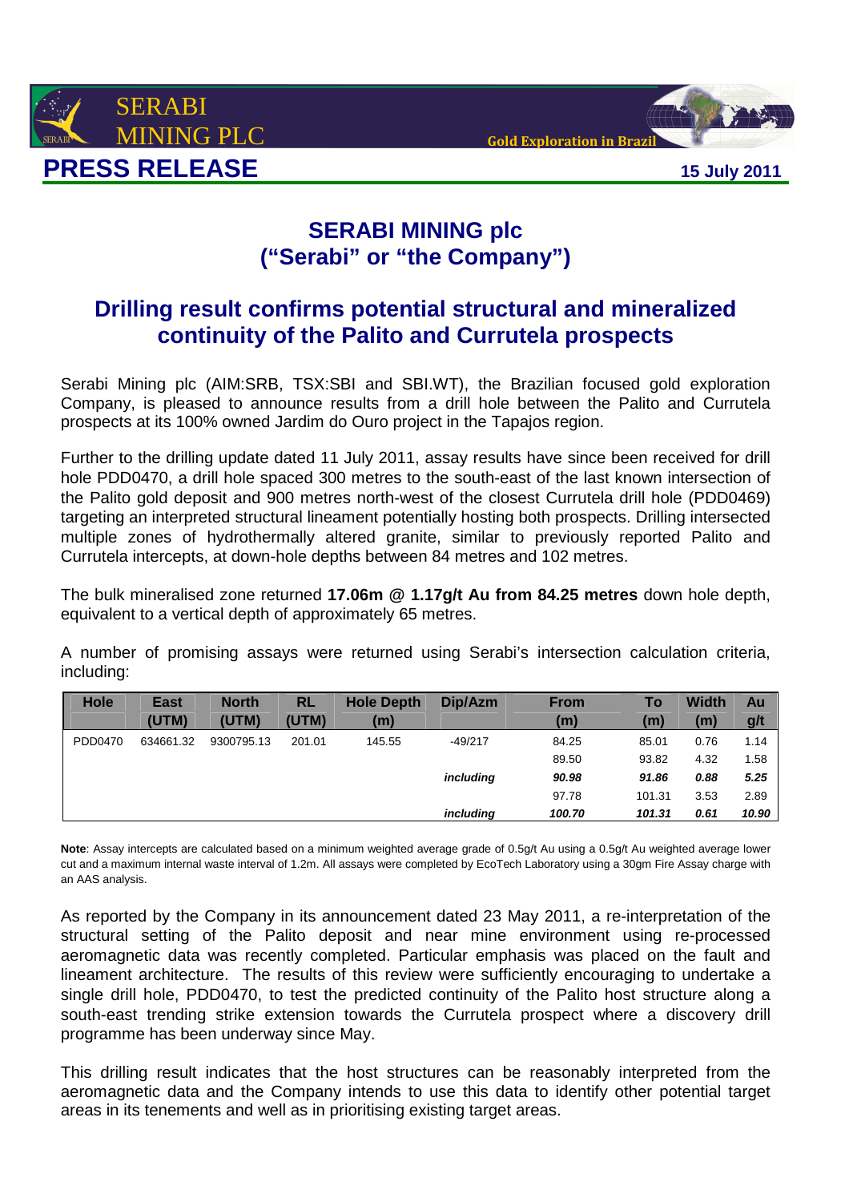SERABI MINING PLC

Gold Exploration in Brazil

# PRESS RELEASE

15 July 2011

## SERABI MINING plc
## ("Serabi" or "the Company")

## Drilling result confirms potential structural and mineralized continuity of the Palito and Currutela prospects

Serabi Mining plc (AIM:SRB, TSX:SBI and SBI.WT), the Brazilian focused gold exploration Company, is pleased to announce results from a drill hole between the Palito and Currutela prospects at its 100% owned Jardim do Ouro project in the Tapajos region.

Further to the drilling update dated 11 July 2011, assay results have since been received for drill hole PDD0470, a drill hole spaced 300 metres to the south-east of the last known intersection of the Palito gold deposit and 900 metres north-west of the closest Currutela drill hole (PDD0469) targeting an interpreted structural lineament potentially hosting both prospects. Drilling intersected multiple zones of hydrothermally altered granite, similar to previously reported Palito and Currutela intercepts, at down-hole depths between 84 metres and 102 metres.

The bulk mineralised zone returned **17.06m @ 1.17g/t Au from 84.25 metres** down hole depth, equivalent to a vertical depth of approximately 65 metres.

A number of promising assays were returned using Serabi's intersection calculation criteria, including:

| Hole | East (UTM) | North (UTM) | RL (UTM) | Hole Depth (m) | Dip/Azm | From (m) | To (m) | Width (m) | Au g/t |
|---|---|---|---|---|---|---|---|---|---|
| PDD0470 | 634661.32 | 9300795.13 | 201.01 | 145.55 | -49/217 | 84.25 | 85.01 | 0.76 | 1.14 |
| | | | | | | 89.50 | 93.82 | 4.32 | 1.58 |
| | | | | | ***including*** | ***90.98*** | ***91.86*** | ***0.88*** | ***5.25*** |
| | | | | | | 97.78 | 101.31 | 3.53 | 2.89 |
| | | | | | ***including*** | ***100.70*** | ***101.31*** | ***0.61*** | ***10.90*** |

**Note**: Assay intercepts are calculated based on a minimum weighted average grade of 0.5g/t Au using a 0.5g/t Au weighted average lower cut and a maximum internal waste interval of 1.2m. All assays were completed by EcoTech Laboratory using a 30gm Fire Assay charge with an AAS analysis.

As reported by the Company in its announcement dated 23 May 2011, a re-interpretation of the structural setting of the Palito deposit and near mine environment using re-processed aeromagnetic data was recently completed. Particular emphasis was placed on the fault and lineament architecture. The results of this review were sufficiently encouraging to undertake a single drill hole, PDD0470, to test the predicted continuity of the Palito host structure along a south-east trending strike extension towards the Currutela prospect where a discovery drill programme has been underway since May.

This drilling result indicates that the host structures can be reasonably interpreted from the aeromagnetic data and the Company intends to use this data to identify other potential target areas in its tenements and well as in prioritising existing target areas.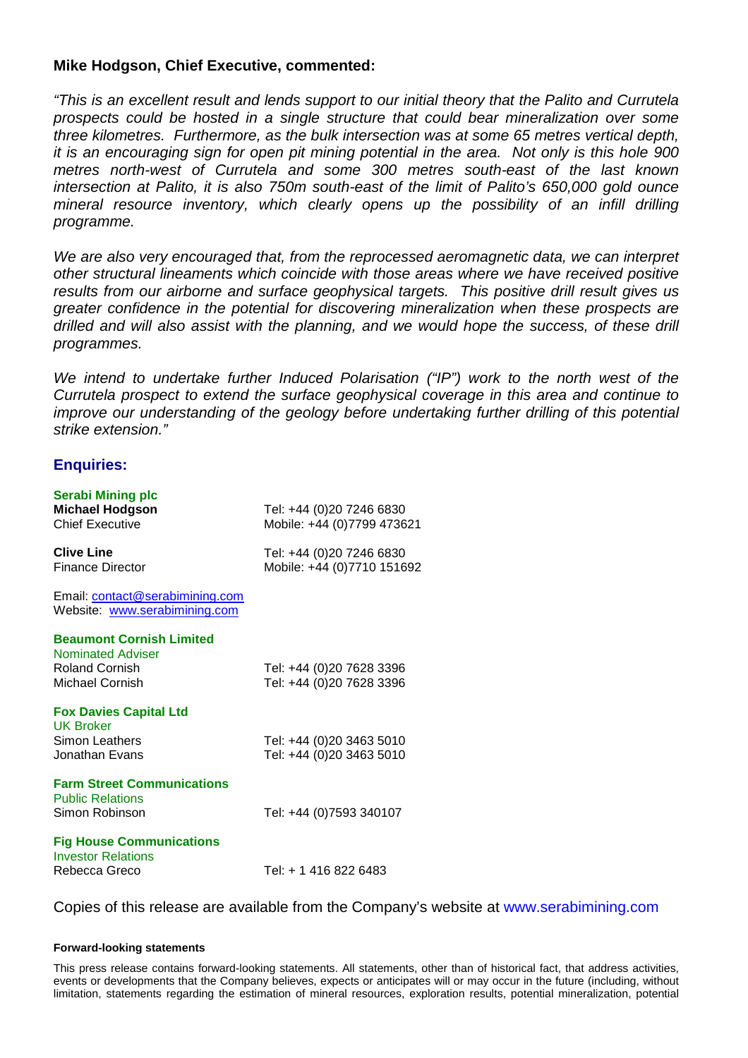**Mike Hodgson, Chief Executive, commented:**

*"This is an excellent result and lends support to our initial theory that the Palito and Currutela prospects could be hosted in a single structure that could bear mineralization over some three kilometres. Furthermore, as the bulk intersection was at some 65 metres vertical depth, it is an encouraging sign for open pit mining potential in the area. Not only is this hole 900 metres north-west of Currutela and some 300 metres south-east of the last known intersection at Palito, it is also 750m south-east of the limit of Palito's 650,000 gold ounce mineral resource inventory, which clearly opens up the possibility of an infill drilling programme.*

*We are also very encouraged that, from the reprocessed aeromagnetic data, we can interpret other structural lineaments which coincide with those areas where we have received positive results from our airborne and surface geophysical targets. This positive drill result gives us greater confidence in the potential for discovering mineralization when these prospects are drilled and will also assist with the planning, and we would hope the success, of these drill programmes.*

*We intend to undertake further Induced Polarisation ("IP") work to the north west of the Currutela prospect to extend the surface geophysical coverage in this area and continue to improve our understanding of the geology before undertaking further drilling of this potential strike extension."*

## Enquiries:

**Serabi Mining plc**

| | |
|---|---|
| **Michael Hodgson** | Tel: +44 (0)20 7246 6830 |
| Chief Executive | Mobile: +44 (0)7799 473621 |
| | |
| **Clive Line** | Tel: +44 (0)20 7246 6830 |
| Finance Director | Mobile: +44 (0)7710 151692 |

Email: contact@serabimining.com
Website: www.serabimining.com

**Beaumont Cornish Limited**
Nominated Adviser

| | |
|---|---|
| Roland Cornish | Tel: +44 (0)20 7628 3396 |
| Michael Cornish | Tel: +44 (0)20 7628 3396 |

**Fox Davies Capital Ltd**
UK Broker

| | |
|---|---|
| Simon Leathers | Tel: +44 (0)20 3463 5010 |
| Jonathan Evans | Tel: +44 (0)20 3463 5010 |

**Farm Street Communications**
Public Relations

| | |
|---|---|
| Simon Robinson | Tel: +44 (0)7593 340107 |

**Fig House Communications**
Investor Relations

| | |
|---|---|
| Rebecca Greco | Tel: + 1 416 822 6483 |

Copies of this release are available from the Company's website at www.serabimining.com

**Forward-looking statements**

This press release contains forward-looking statements. All statements, other than of historical fact, that address activities, events or developments that the Company believes, expects or anticipates will or may occur in the future (including, without limitation, statements regarding the estimation of mineral resources, exploration results, potential mineralization, potential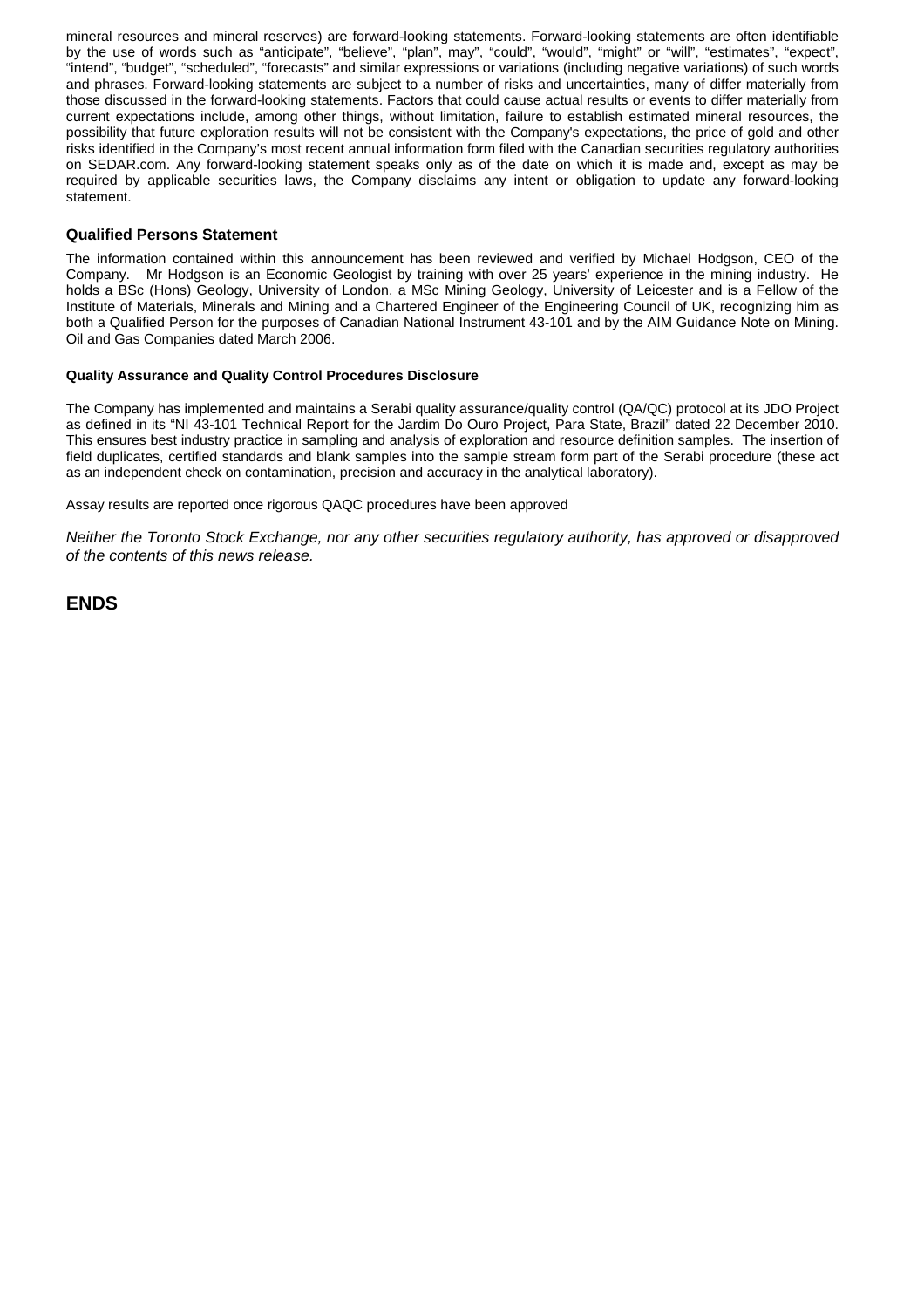mineral resources and mineral reserves) are forward-looking statements. Forward-looking statements are often identifiable by the use of words such as "anticipate", "believe", "plan", may", "could", "would", "might" or "will", "estimates", "expect", "intend", "budget", "scheduled", "forecasts" and similar expressions or variations (including negative variations) of such words and phrases. Forward-looking statements are subject to a number of risks and uncertainties, many of differ materially from those discussed in the forward-looking statements. Factors that could cause actual results or events to differ materially from current expectations include, among other things, without limitation, failure to establish estimated mineral resources, the possibility that future exploration results will not be consistent with the Company's expectations, the price of gold and other risks identified in the Company's most recent annual information form filed with the Canadian securities regulatory authorities on SEDAR.com. Any forward-looking statement speaks only as of the date on which it is made and, except as may be required by applicable securities laws, the Company disclaims any intent or obligation to update any forward-looking statement.

### Qualified Persons Statement

The information contained within this announcement has been reviewed and verified by Michael Hodgson, CEO of the Company. Mr Hodgson is an Economic Geologist by training with over 25 years' experience in the mining industry. He holds a BSc (Hons) Geology, University of London, a MSc Mining Geology, University of Leicester and is a Fellow of the Institute of Materials, Minerals and Mining and a Chartered Engineer of the Engineering Council of UK, recognizing him as both a Qualified Person for the purposes of Canadian National Instrument 43-101 and by the AIM Guidance Note on Mining. Oil and Gas Companies dated March 2006.

#### Quality Assurance and Quality Control Procedures Disclosure

The Company has implemented and maintains a Serabi quality assurance/quality control (QA/QC) protocol at its JDO Project as defined in its "NI 43-101 Technical Report for the Jardim Do Ouro Project, Para State, Brazil" dated 22 December 2010. This ensures best industry practice in sampling and analysis of exploration and resource definition samples. The insertion of field duplicates, certified standards and blank samples into the sample stream form part of the Serabi procedure (these act as an independent check on contamination, precision and accuracy in the analytical laboratory).

Assay results are reported once rigorous QAQC procedures have been approved

*Neither the Toronto Stock Exchange, nor any other securities regulatory authority, has approved or disapproved of the contents of this news release.*

## ENDS